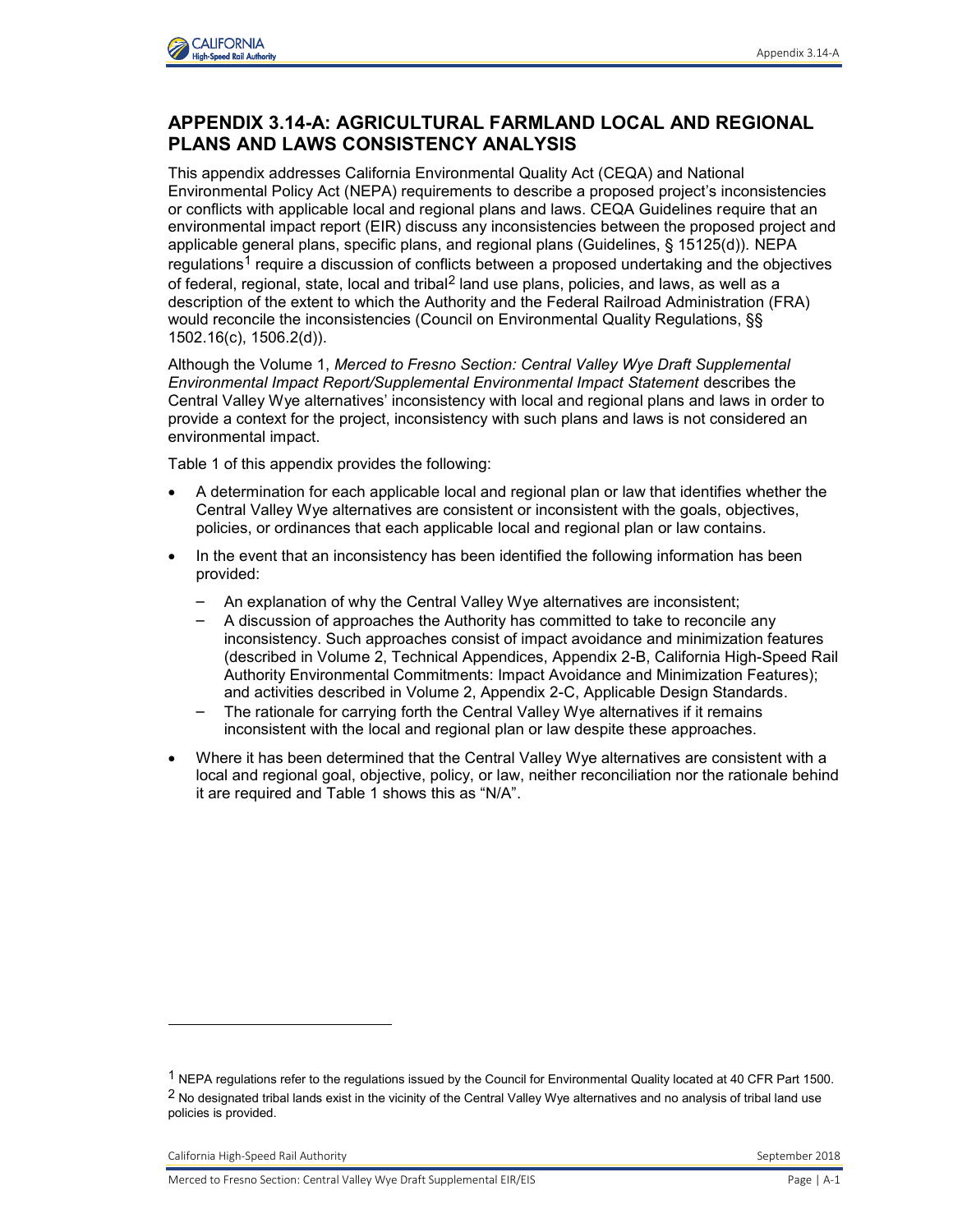# APPENDIX 3.14-A: AGRICULTURAL FARMLAND LOCAL AND REGIONAL PLANS AND LAWS CONSISTENCY ANALYSIS

This appendix addresses California Environmental Quality Act (CEQA) and National Environmental Policy Act (NEPA) requirements to describe a proposed project's inconsistencies or conflicts with applicable local and regional plans and laws. CEQA Guidelines require that an environmental impact report (EIR) discuss any inconsistencies between the proposed project and applicable general plans, specific plans, and regional plans (Guidelines, § 15125(d)). NEPA regulations[1] require a discussion of conflicts between a proposed undertaking and the objectives of federal, regional, state, local and tribal[2] land use plans, policies, and laws, as well as a description of the extent to which the Authority and the Federal Railroad Administration (FRA) would reconcile the inconsistencies (Council on Environmental Quality Regulations, §§ 1502.16(c), 1506.2(d)).

Although the Volume 1, *Merced to Fresno Section: Central Valley Wye Draft Supplemental Environmental Impact Report/Supplemental Environmental Impact Statement* describes the Central Valley Wye alternatives' inconsistency with local and regional plans and laws in order to provide a context for the project, inconsistency with such plans and laws is not considered an environmental impact.

Table 1 of this appendix provides the following:

- A determination for each applicable local and regional plan or law that identifies whether the Central Valley Wye alternatives are consistent or inconsistent with the goals, objectives, policies, or ordinances that each applicable local and regional plan or law contains.
- In the event that an inconsistency has been identified the following information has been provided:
  - An explanation of why the Central Valley Wye alternatives are inconsistent;
  - A discussion of approaches the Authority has committed to take to reconcile any inconsistency. Such approaches consist of impact avoidance and minimization features (described in Volume 2, Technical Appendices, Appendix 2-B, California High-Speed Rail Authority Environmental Commitments: Impact Avoidance and Minimization Features); and activities described in Volume 2, Appendix 2-C, Applicable Design Standards.
  - The rationale for carrying forth the Central Valley Wye alternatives if it remains inconsistent with the local and regional plan or law despite these approaches.
- Where it has been determined that the Central Valley Wye alternatives are consistent with a local and regional goal, objective, policy, or law, neither reconciliation nor the rationale behind it are required and Table 1 shows this as "N/A".

---

[1] NEPA regulations refer to the regulations issued by the Council for Environmental Quality located at 40 CFR Part 1500.

[2] No designated tribal lands exist in the vicinity of the Central Valley Wye alternatives and no analysis of tribal land use policies is provided.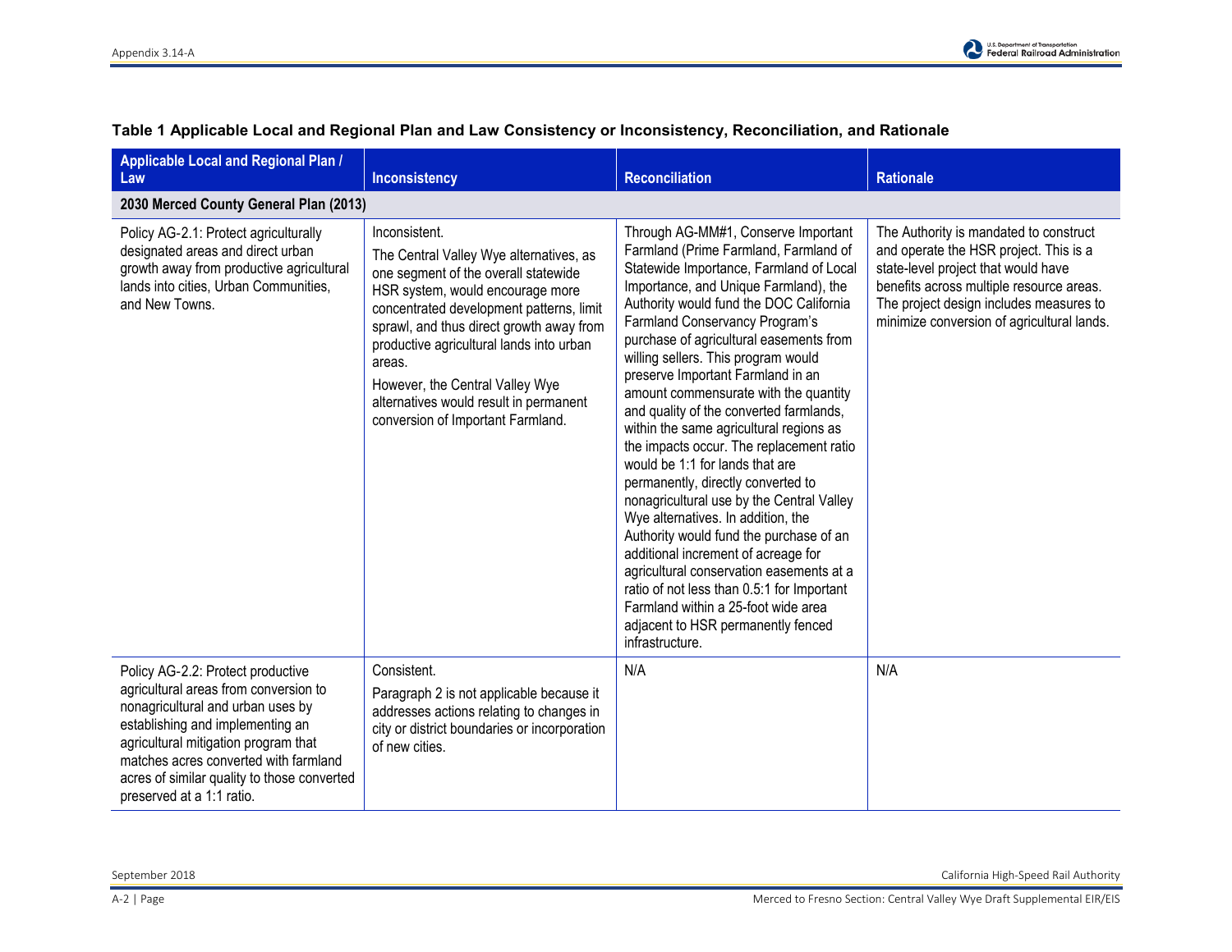**Table 1 Applicable Local and Regional Plan and Law Consistency or Inconsistency, Reconciliation, and Rationale**

| Applicable Local and Regional Plan / Law | Inconsistency | Reconciliation | Rationale |
|---|---|---|---|
| **2030 Merced County General Plan (2013)** | | | |
| Policy AG-2.1: Protect agriculturally designated areas and direct urban growth away from productive agricultural lands into cities, Urban Communities, and New Towns. | Inconsistent.<br>The Central Valley Wye alternatives, as one segment of the overall statewide HSR system, would encourage more concentrated development patterns, limit sprawl, and thus direct growth away from productive agricultural lands into urban areas.<br>However, the Central Valley Wye alternatives would result in permanent conversion of Important Farmland. | Through AG-MM#1, Conserve Important Farmland (Prime Farmland, Farmland of Statewide Importance, Farmland of Local Importance, and Unique Farmland), the Authority would fund the DOC California Farmland Conservancy Program's purchase of agricultural easements from willing sellers. This program would preserve Important Farmland in an amount commensurate with the quantity and quality of the converted farmlands, within the same agricultural regions as the impacts occur. The replacement ratio would be 1:1 for lands that are permanently, directly converted to nonagricultural use by the Central Valley Wye alternatives. In addition, the Authority would fund the purchase of an additional increment of acreage for agricultural conservation easements at a ratio of not less than 0.5:1 for Important Farmland within a 25-foot wide area adjacent to HSR permanently fenced infrastructure. | The Authority is mandated to construct and operate the HSR project. This is a state-level project that would have benefits across multiple resource areas. The project design includes measures to minimize conversion of agricultural lands. |
| Policy AG-2.2: Protect productive agricultural areas from conversion to nonagricultural and urban uses by establishing and implementing an agricultural mitigation program that matches acres converted with farmland acres of similar quality to those converted preserved at a 1:1 ratio. | Consistent.<br>Paragraph 2 is not applicable because it addresses actions relating to changes in city or district boundaries or incorporation of new cities. | N/A | N/A |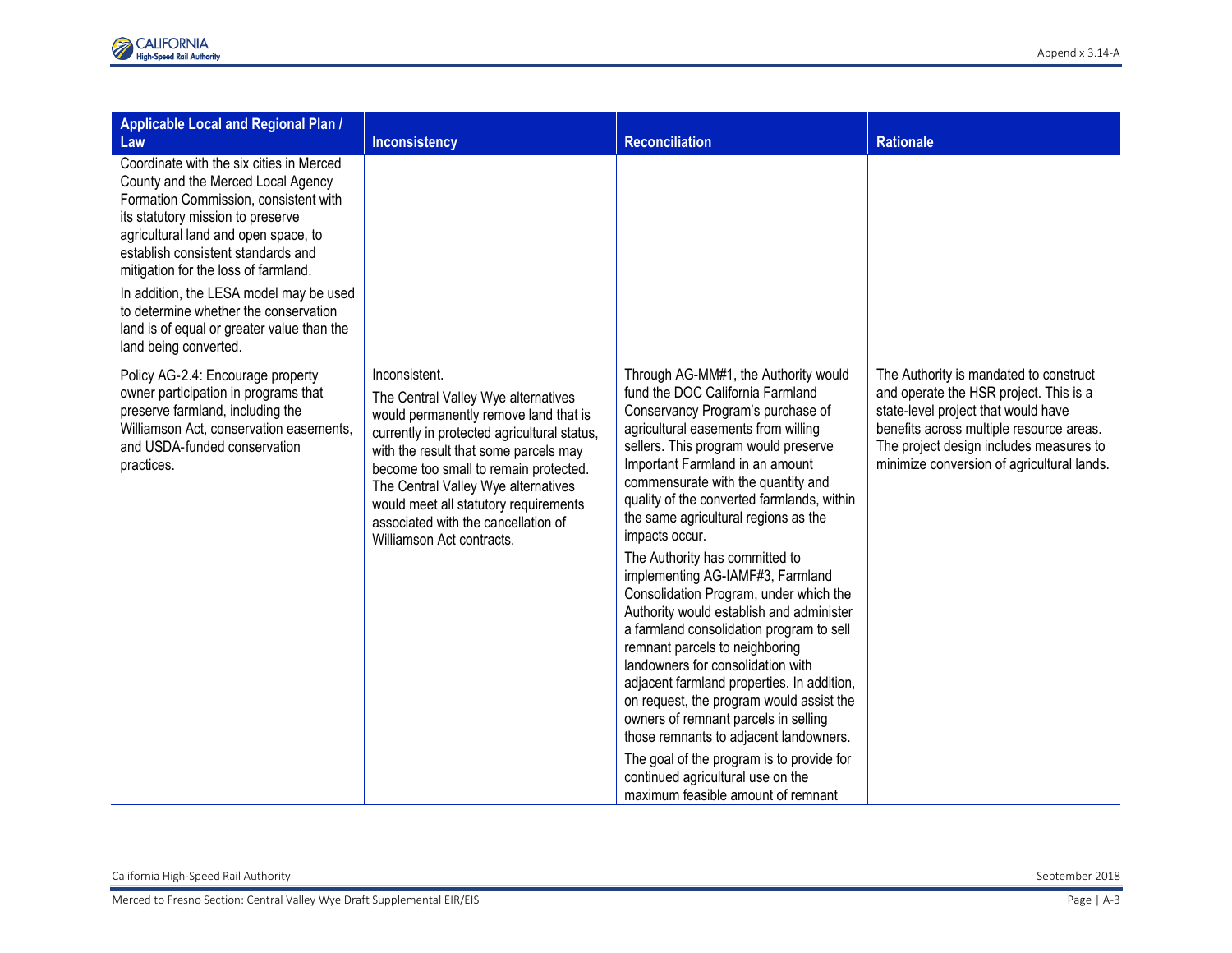| Applicable Local and Regional Plan / Law | Inconsistency | Reconciliation | Rationale |
|---|---|---|---|
| Coordinate with the six cities in Merced County and the Merced Local Agency Formation Commission, consistent with its statutory mission to preserve agricultural land and open space, to establish consistent standards and mitigation for the loss of farmland.<br><br>In addition, the LESA model may be used to determine whether the conservation land is of equal or greater value than the land being converted. | | | |
| Policy AG-2.4: Encourage property owner participation in programs that preserve farmland, including the Williamson Act, conservation easements, and USDA-funded conservation practices. | Inconsistent.<br><br>The Central Valley Wye alternatives would permanently remove land that is currently in protected agricultural status, with the result that some parcels may become too small to remain protected. The Central Valley Wye alternatives would meet all statutory requirements associated with the cancellation of Williamson Act contracts. | Through AG-MM#1, the Authority would fund the DOC California Farmland Conservancy Program's purchase of agricultural easements from willing sellers. This program would preserve Important Farmland in an amount commensurate with the quantity and quality of the converted farmlands, within the same agricultural regions as the impacts occur.<br><br>The Authority has committed to implementing AG-IAMF#3, Farmland Consolidation Program, under which the Authority would establish and administer a farmland consolidation program to sell remnant parcels to neighboring landowners for consolidation with adjacent farmland properties. In addition, on request, the program would assist the owners of remnant parcels in selling those remnants to adjacent landowners.<br><br>The goal of the program is to provide for continued agricultural use on the maximum feasible amount of remnant | The Authority is mandated to construct and operate the HSR project. This is a state-level project that would have benefits across multiple resource areas. The project design includes measures to minimize conversion of agricultural lands. |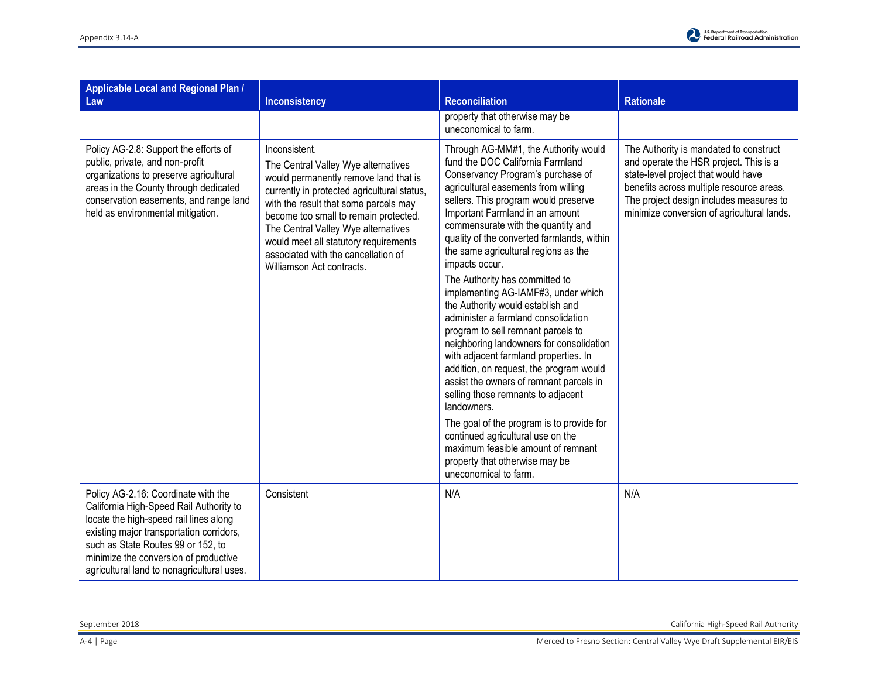| Applicable Local and Regional Plan / Law | Inconsistency | Reconciliation | Rationale |
|---|---|---|---|
| | | property that otherwise may be uneconomical to farm. | |
| Policy AG-2.8: Support the efforts of public, private, and non-profit organizations to preserve agricultural areas in the County through dedicated conservation easements, and range land held as environmental mitigation. | Inconsistent.<br>The Central Valley Wye alternatives would permanently remove land that is currently in protected agricultural status, with the result that some parcels may become too small to remain protected. The Central Valley Wye alternatives would meet all statutory requirements associated with the cancellation of Williamson Act contracts. | Through AG-MM#1, the Authority would fund the DOC California Farmland Conservancy Program's purchase of agricultural easements from willing sellers. This program would preserve Important Farmland in an amount commensurate with the quantity and quality of the converted farmlands, within the same agricultural regions as the impacts occur.<br>The Authority has committed to implementing AG-IAMF#3, under which the Authority would establish and administer a farmland consolidation program to sell remnant parcels to neighboring landowners for consolidation with adjacent farmland properties. In addition, on request, the program would assist the owners of remnant parcels in selling those remnants to adjacent landowners.<br>The goal of the program is to provide for continued agricultural use on the maximum feasible amount of remnant property that otherwise may be uneconomical to farm. | The Authority is mandated to construct and operate the HSR project. This is a state-level project that would have benefits across multiple resource areas. The project design includes measures to minimize conversion of agricultural lands. |
| Policy AG-2.16: Coordinate with the California High-Speed Rail Authority to locate the high-speed rail lines along existing major transportation corridors, such as State Routes 99 or 152, to minimize the conversion of productive agricultural land to nonagricultural uses. | Consistent | N/A | N/A |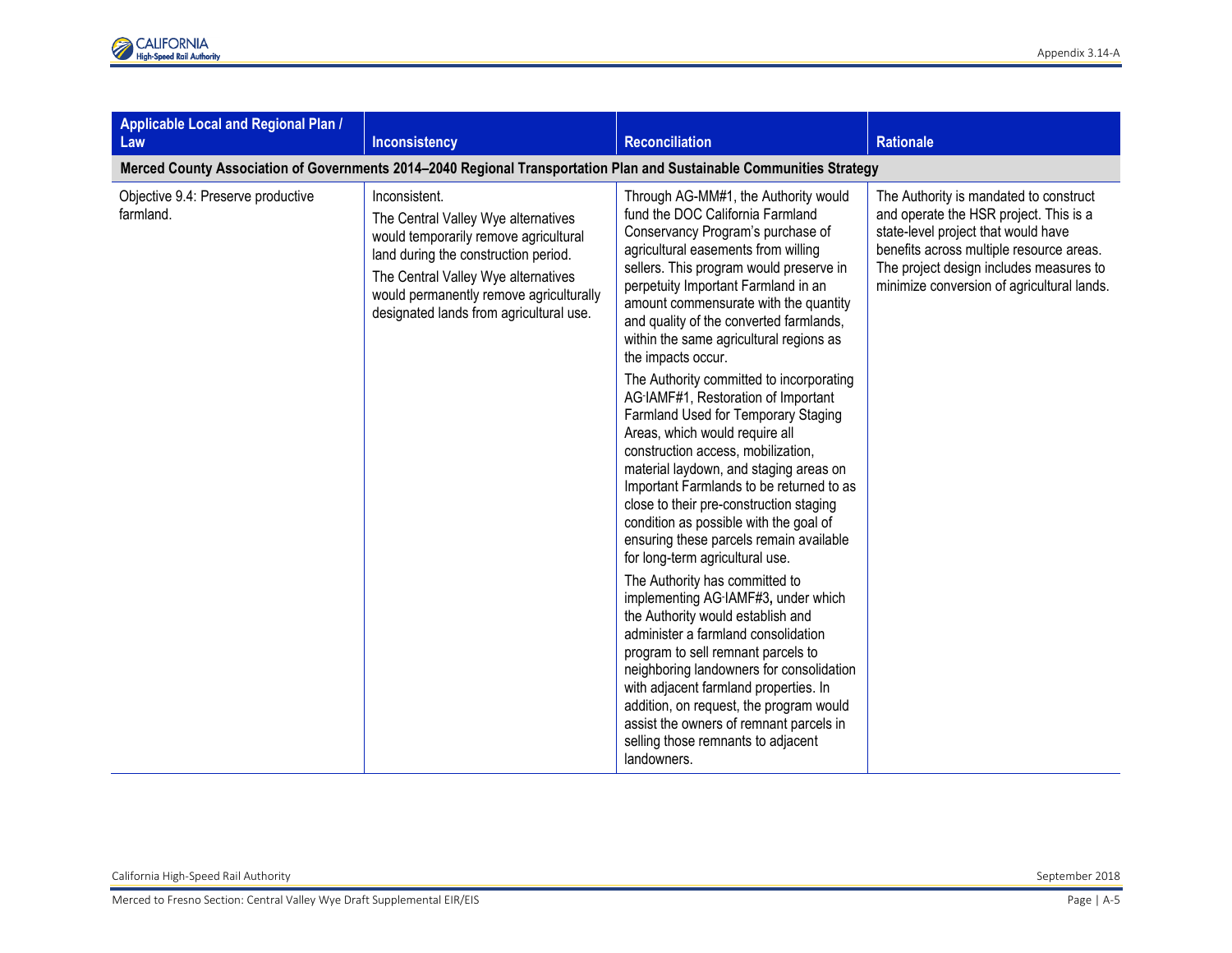| Applicable Local and Regional Plan / Law | Inconsistency | Reconciliation | Rationale |
|---|---|---|---|
| **Merced County Association of Governments 2014–2040 Regional Transportation Plan and Sustainable Communities Strategy** | | | |
| Objective 9.4: Preserve productive farmland. | Inconsistent.<br>The Central Valley Wye alternatives would temporarily remove agricultural land during the construction period.<br>The Central Valley Wye alternatives would permanently remove agriculturally designated lands from agricultural use. | Through AG-MM#1, the Authority would fund the DOC California Farmland Conservancy Program's purchase of agricultural easements from willing sellers. This program would preserve in perpetuity Important Farmland in an amount commensurate with the quantity and quality of the converted farmlands, within the same agricultural regions as the impacts occur.<br>The Authority committed to incorporating AG-IAMF#1, Restoration of Important Farmland Used for Temporary Staging Areas, which would require all construction access, mobilization, material laydown, and staging areas on Important Farmlands to be returned to as close to their pre-construction staging condition as possible with the goal of ensuring these parcels remain available for long-term agricultural use.<br>The Authority has committed to implementing AG-IAMF#3, under which the Authority would establish and administer a farmland consolidation program to sell remnant parcels to neighboring landowners for consolidation with adjacent farmland properties. In addition, on request, the program would assist the owners of remnant parcels in selling those remnants to adjacent landowners. | The Authority is mandated to construct and operate the HSR project. This is a state-level project that would have benefits across multiple resource areas. The project design includes measures to minimize conversion of agricultural lands. |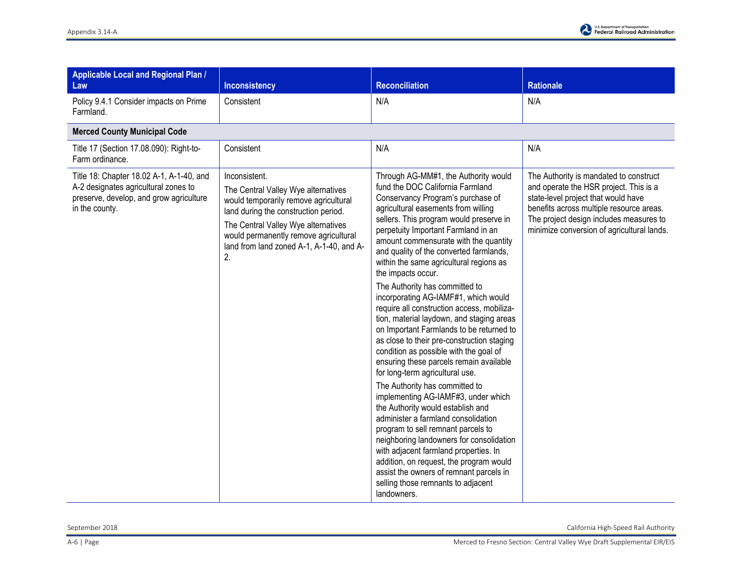| Applicable Local and Regional Plan / Law | Inconsistency | Reconciliation | Rationale |
|---|---|---|---|
| Policy 9.4.1 Consider impacts on Prime Farmland. | Consistent | N/A | N/A |
| **Merced County Municipal Code** | | | |
| Title 17 (Section 17.08.090): Right-to-Farm ordinance. | Consistent | N/A | N/A |
| Title 18: Chapter 18.02 A-1, A-1-40, and A-2 designates agricultural zones to preserve, develop, and grow agriculture in the county. | Inconsistent.<br>The Central Valley Wye alternatives would temporarily remove agricultural land during the construction period.<br>The Central Valley Wye alternatives would permanently remove agricultural land from land zoned A-1, A-1-40, and A-2. | Through AG-MM#1, the Authority would fund the DOC California Farmland Conservancy Program's purchase of agricultural easements from willing sellers. This program would preserve in perpetuity Important Farmland in an amount commensurate with the quantity and quality of the converted farmlands, within the same agricultural regions as the impacts occur.<br>The Authority has committed to incorporating AG-IAMF#1, which would require all construction access, mobilization, material laydown, and staging areas on Important Farmlands to be returned to as close to their pre-construction staging condition as possible with the goal of ensuring these parcels remain available for long-term agricultural use.<br>The Authority has committed to implementing AG-IAMF#3, under which the Authority would establish and administer a farmland consolidation program to sell remnant parcels to neighboring landowners for consolidation with adjacent farmland properties. In addition, on request, the program would assist the owners of remnant parcels in selling those remnants to adjacent landowners. | The Authority is mandated to construct and operate the HSR project. This is a state-level project that would have benefits across multiple resource areas. The project design includes measures to minimize conversion of agricultural lands. |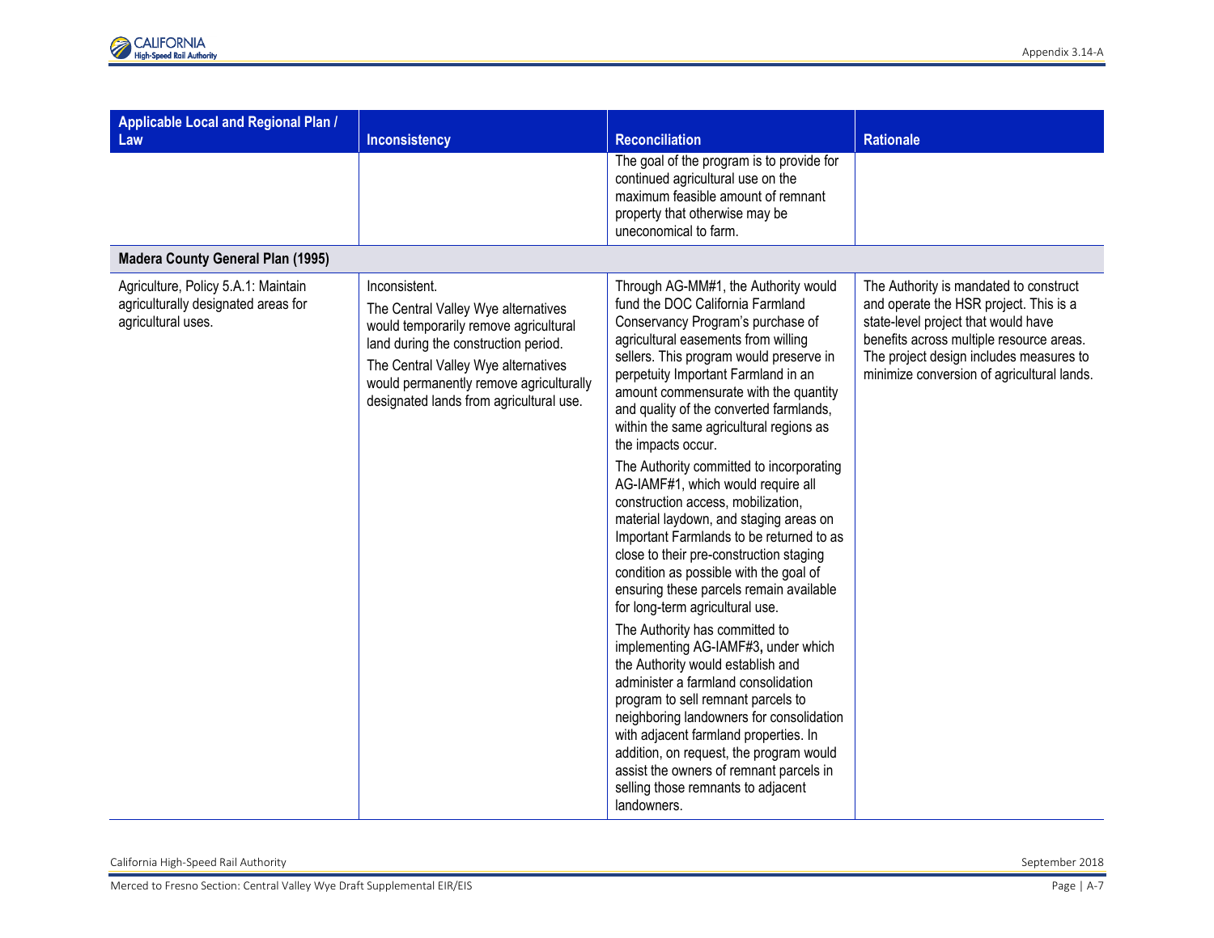| Applicable Local and Regional Plan / Law | Inconsistency | Reconciliation | Rationale |
|---|---|---|---|
| | | The goal of the program is to provide for continued agricultural use on the maximum feasible amount of remnant property that otherwise may be uneconomical to farm. | |
| **Madera County General Plan (1995)** | | | |
| Agriculture, Policy 5.A.1: Maintain agriculturally designated areas for agricultural uses. | Inconsistent.<br>The Central Valley Wye alternatives would temporarily remove agricultural land during the construction period.<br>The Central Valley Wye alternatives would permanently remove agriculturally designated lands from agricultural use. | Through AG-MM#1, the Authority would fund the DOC California Farmland Conservancy Program's purchase of agricultural easements from willing sellers. This program would preserve in perpetuity Important Farmland in an amount commensurate with the quantity and quality of the converted farmlands, within the same agricultural regions as the impacts occur.<br>The Authority committed to incorporating AG-IAMF#1, which would require all construction access, mobilization, material laydown, and staging areas on Important Farmlands to be returned to as close to their pre-construction staging condition as possible with the goal of ensuring these parcels remain available for long-term agricultural use.<br>The Authority has committed to implementing AG-IAMF#3, under which the Authority would establish and administer a farmland consolidation program to sell remnant parcels to neighboring landowners for consolidation with adjacent farmland properties. In addition, on request, the program would assist the owners of remnant parcels in selling those remnants to adjacent landowners. | The Authority is mandated to construct and operate the HSR project. This is a state-level project that would have benefits across multiple resource areas. The project design includes measures to minimize conversion of agricultural lands. |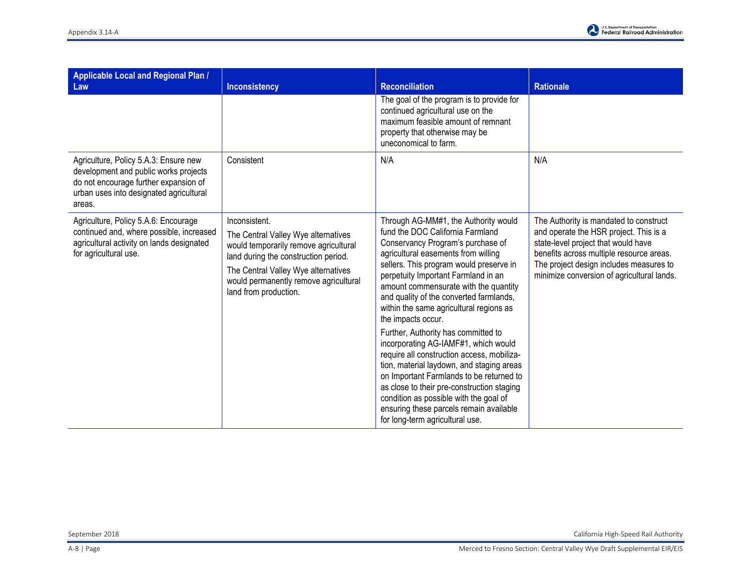| Applicable Local and Regional Plan / Law | Inconsistency | Reconciliation | Rationale |
|---|---|---|---|
| | | The goal of the program is to provide for continued agricultural use on the maximum feasible amount of remnant property that otherwise may be uneconomical to farm. | |
| Agriculture, Policy 5.A.3: Ensure new development and public works projects do not encourage further expansion of urban uses into designated agricultural areas. | Consistent | N/A | N/A |
| Agriculture, Policy 5.A.6: Encourage continued and, where possible, increased agricultural activity on lands designated for agricultural use. | Inconsistent.<br><br>The Central Valley Wye alternatives would temporarily remove agricultural land during the construction period.<br><br>The Central Valley Wye alternatives would permanently remove agricultural land from production. | Through AG-MM#1, the Authority would fund the DOC California Farmland Conservancy Program's purchase of agricultural easements from willing sellers. This program would preserve in perpetuity Important Farmland in an amount commensurate with the quantity and quality of the converted farmlands, within the same agricultural regions as the impacts occur.<br><br>Further, Authority has committed to incorporating AG-IAMF#1, which would require all construction access, mobilization, material laydown, and staging areas on Important Farmlands to be returned to as close to their pre-construction staging condition as possible with the goal of ensuring these parcels remain available for long-term agricultural use. | The Authority is mandated to construct and operate the HSR project. This is a state-level project that would have benefits across multiple resource areas. The project design includes measures to minimize conversion of agricultural lands. |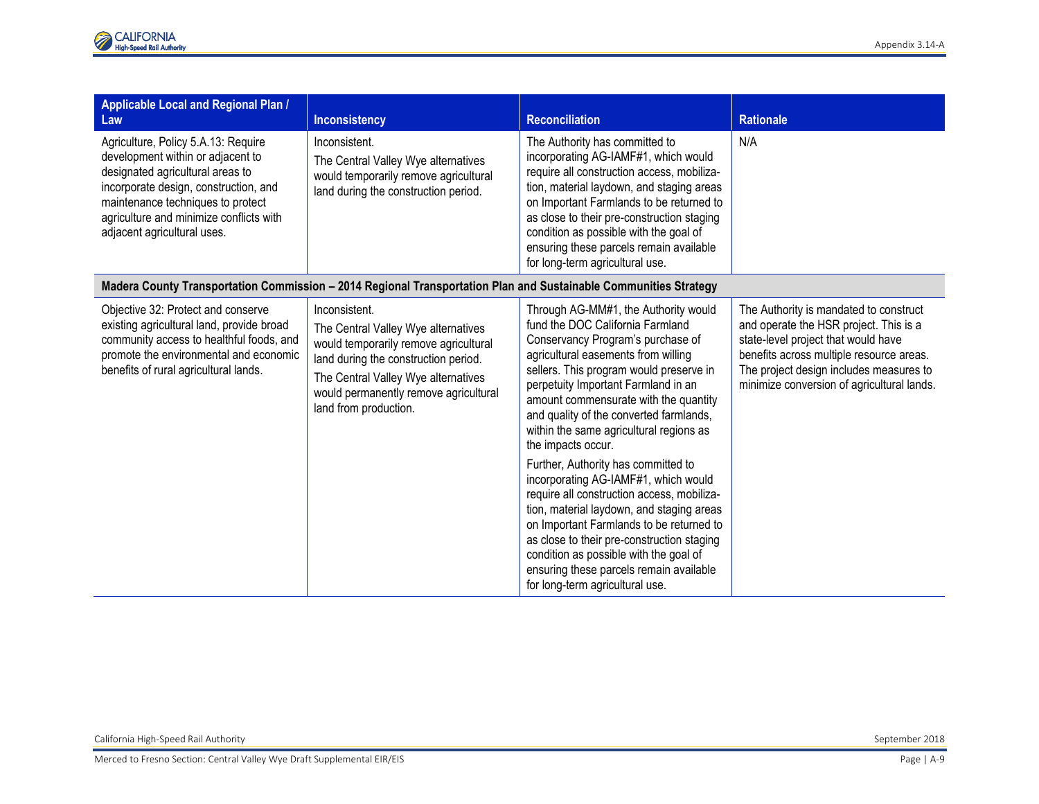| Applicable Local and Regional Plan / Law | Inconsistency | Reconciliation | Rationale |
|---|---|---|---|
| Agriculture, Policy 5.A.13: Require development within or adjacent to designated agricultural areas to incorporate design, construction, and maintenance techniques to protect agriculture and minimize conflicts with adjacent agricultural uses. | Inconsistent.<br>The Central Valley Wye alternatives would temporarily remove agricultural land during the construction period. | The Authority has committed to incorporating AG-IAMF#1, which would require all construction access, mobilization, material laydown, and staging areas on Important Farmlands to be returned to as close to their pre-construction staging condition as possible with the goal of ensuring these parcels remain available for long-term agricultural use. | N/A |
| **Madera County Transportation Commission – 2014 Regional Transportation Plan and Sustainable Communities Strategy** | | | |
| Objective 32: Protect and conserve existing agricultural land, provide broad community access to healthful foods, and promote the environmental and economic benefits of rural agricultural lands. | Inconsistent.<br>The Central Valley Wye alternatives would temporarily remove agricultural land during the construction period.<br>The Central Valley Wye alternatives would permanently remove agricultural land from production. | Through AG-MM#1, the Authority would fund the DOC California Farmland Conservancy Program's purchase of agricultural easements from willing sellers. This program would preserve in perpetuity Important Farmland in an amount commensurate with the quantity and quality of the converted farmlands, within the same agricultural regions as the impacts occur.<br>Further, Authority has committed to incorporating AG-IAMF#1, which would require all construction access, mobilization, material laydown, and staging areas on Important Farmlands to be returned to as close to their pre-construction staging condition as possible with the goal of ensuring these parcels remain available for long-term agricultural use. | The Authority is mandated to construct and operate the HSR project. This is a state-level project that would have benefits across multiple resource areas. The project design includes measures to minimize conversion of agricultural lands. |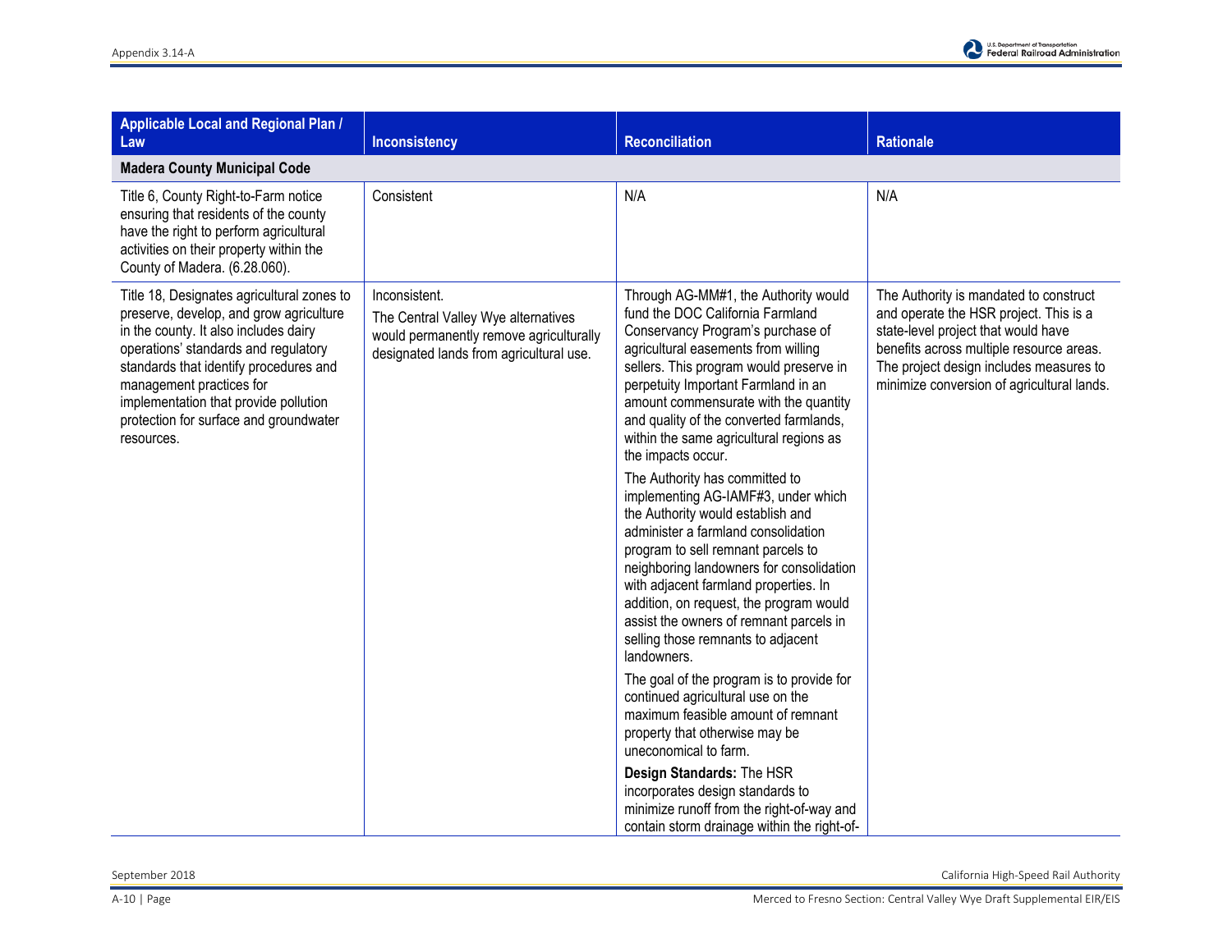| Applicable Local and Regional Plan / Law | Inconsistency | Reconciliation | Rationale |
|---|---|---|---|
| **Madera County Municipal Code** | | | |
| Title 6, County Right-to-Farm notice ensuring that residents of the county have the right to perform agricultural activities on their property within the County of Madera. (6.28.060). | Consistent | N/A | N/A |
| Title 18, Designates agricultural zones to preserve, develop, and grow agriculture in the county. It also includes dairy operations' standards and regulatory standards that identify procedures and management practices for implementation that provide pollution protection for surface and groundwater resources. | Inconsistent.<br>The Central Valley Wye alternatives would permanently remove agriculturally designated lands from agricultural use. | Through AG-MM#1, the Authority would fund the DOC California Farmland Conservancy Program's purchase of agricultural easements from willing sellers. This program would preserve in perpetuity Important Farmland in an amount commensurate with the quantity and quality of the converted farmlands, within the same agricultural regions as the impacts occur.<br><br>The Authority has committed to implementing AG-IAMF#3, under which the Authority would establish and administer a farmland consolidation program to sell remnant parcels to neighboring landowners for consolidation with adjacent farmland properties. In addition, on request, the program would assist the owners of remnant parcels in selling those remnants to adjacent landowners.<br><br>The goal of the program is to provide for continued agricultural use on the maximum feasible amount of remnant property that otherwise may be uneconomical to farm.<br><br>**Design Standards:** The HSR incorporates design standards to minimize runoff from the right-of-way and contain storm drainage within the right-of- | The Authority is mandated to construct and operate the HSR project. This is a state-level project that would have benefits across multiple resource areas. The project design includes measures to minimize conversion of agricultural lands. |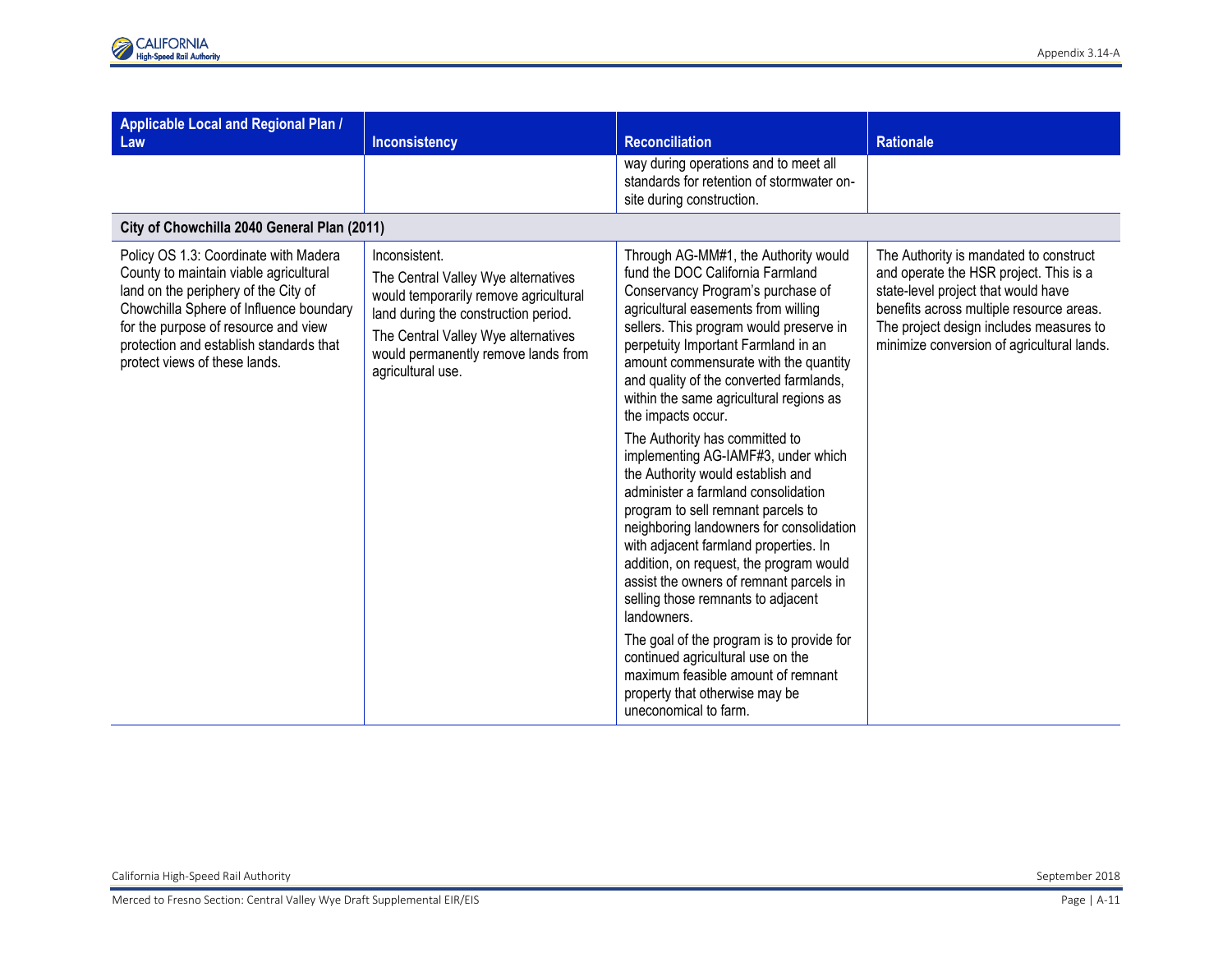| Applicable Local and Regional Plan / Law | Inconsistency | Reconciliation | Rationale |
|---|---|---|---|
| | | way during operations and to meet all standards for retention of stormwater on-site during construction. | |
| **City of Chowchilla 2040 General Plan (2011)** | | | |
| Policy OS 1.3: Coordinate with Madera County to maintain viable agricultural land on the periphery of the City of Chowchilla Sphere of Influence boundary for the purpose of resource and view protection and establish standards that protect views of these lands. | Inconsistent.<br>The Central Valley Wye alternatives would temporarily remove agricultural land during the construction period.<br>The Central Valley Wye alternatives would permanently remove lands from agricultural use. | Through AG-MM#1, the Authority would fund the DOC California Farmland Conservancy Program's purchase of agricultural easements from willing sellers. This program would preserve in perpetuity Important Farmland in an amount commensurate with the quantity and quality of the converted farmlands, within the same agricultural regions as the impacts occur.<br>The Authority has committed to implementing AG-IAMF#3, under which the Authority would establish and administer a farmland consolidation program to sell remnant parcels to neighboring landowners for consolidation with adjacent farmland properties. In addition, on request, the program would assist the owners of remnant parcels in selling those remnants to adjacent landowners.<br>The goal of the program is to provide for continued agricultural use on the maximum feasible amount of remnant property that otherwise may be uneconomical to farm. | The Authority is mandated to construct and operate the HSR project. This is a state-level project that would have benefits across multiple resource areas. The project design includes measures to minimize conversion of agricultural lands. |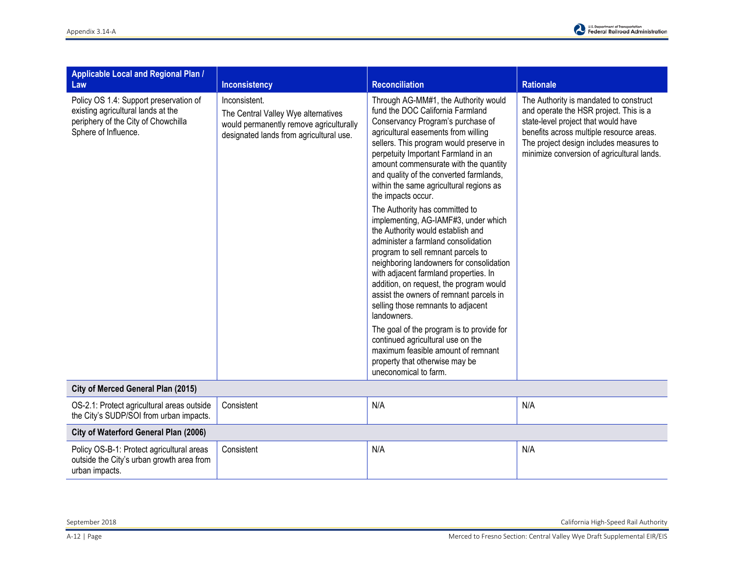| Applicable Local and Regional Plan / Law | Inconsistency | Reconciliation | Rationale |
|---|---|---|---|
| Policy OS 1.4: Support preservation of existing agricultural lands at the periphery of the City of Chowchilla Sphere of Influence. | Inconsistent.<br>The Central Valley Wye alternatives would permanently remove agriculturally designated lands from agricultural use. | Through AG-MM#1, the Authority would fund the DOC California Farmland Conservancy Program's purchase of agricultural easements from willing sellers. This program would preserve in perpetuity Important Farmland in an amount commensurate with the quantity and quality of the converted farmlands, within the same agricultural regions as the impacts occur.<br>The Authority has committed to implementing, AG-IAMF#3, under which the Authority would establish and administer a farmland consolidation program to sell remnant parcels to neighboring landowners for consolidation with adjacent farmland properties. In addition, on request, the program would assist the owners of remnant parcels in selling those remnants to adjacent landowners.<br>The goal of the program is to provide for continued agricultural use on the maximum feasible amount of remnant property that otherwise may be uneconomical to farm. | The Authority is mandated to construct and operate the HSR project. This is a state-level project that would have benefits across multiple resource areas. The project design includes measures to minimize conversion of agricultural lands. |
| **City of Merced General Plan (2015)** | | | |
| OS-2.1: Protect agricultural areas outside the City's SUDP/SOI from urban impacts. | Consistent | N/A | N/A |
| **City of Waterford General Plan (2006)** | | | |
| Policy OS-B-1: Protect agricultural areas outside the City's urban growth area from urban impacts. | Consistent | N/A | N/A |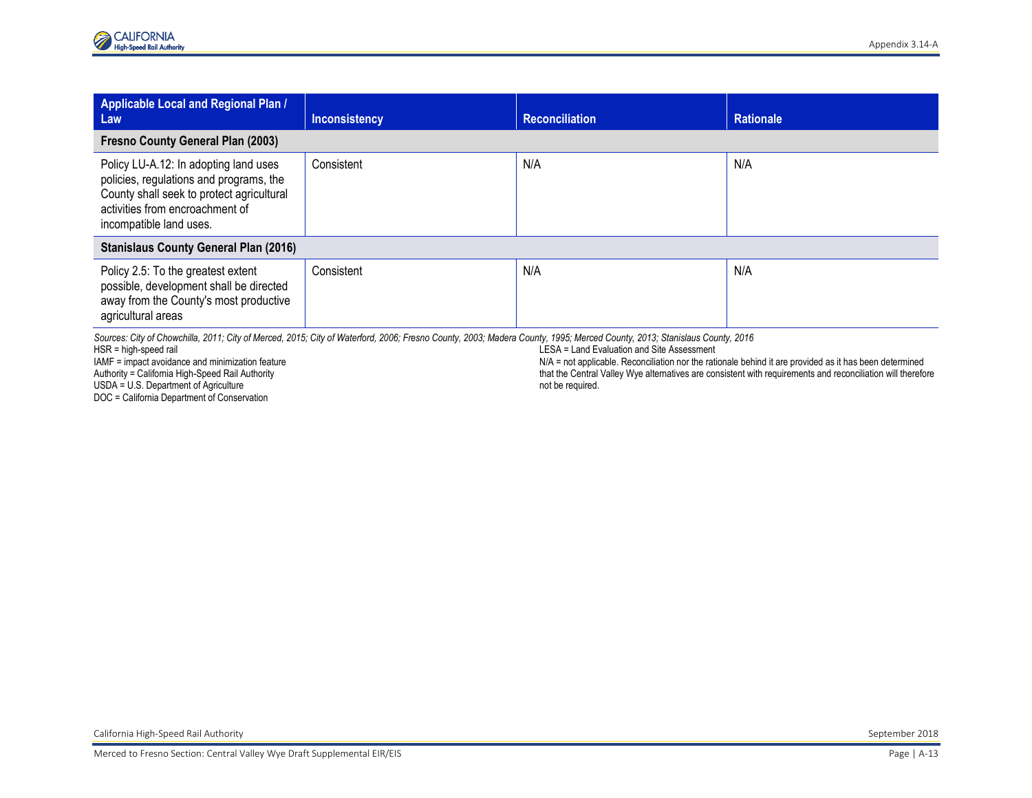| Applicable Local and Regional Plan / Law | Inconsistency | Reconciliation | Rationale |
|---|---|---|---|
| **Fresno County General Plan (2003)** | | | |
| Policy LU-A.12: In adopting land uses policies, regulations and programs, the County shall seek to protect agricultural activities from encroachment of incompatible land uses. | Consistent | N/A | N/A |
| **Stanislaus County General Plan (2016)** | | | |
| Policy 2.5: To the greatest extent possible, development shall be directed away from the County's most productive agricultural areas | Consistent | N/A | N/A |

*Sources: City of Chowchilla, 2011; City of Merced, 2015; City of Waterford, 2006; Fresno County, 2003; Madera County, 1995; Merced County, 2013; Stanislaus County, 2016*

HSR = high-speed rail
IAMF = impact avoidance and minimization feature
Authority = California High-Speed Rail Authority
USDA = U.S. Department of Agriculture
DOC = California Department of Conservation
LESA = Land Evaluation and Site Assessment
N/A = not applicable. Reconciliation nor the rationale behind it are provided as it has been determined that the Central Valley Wye alternatives are consistent with requirements and reconciliation will therefore not be required.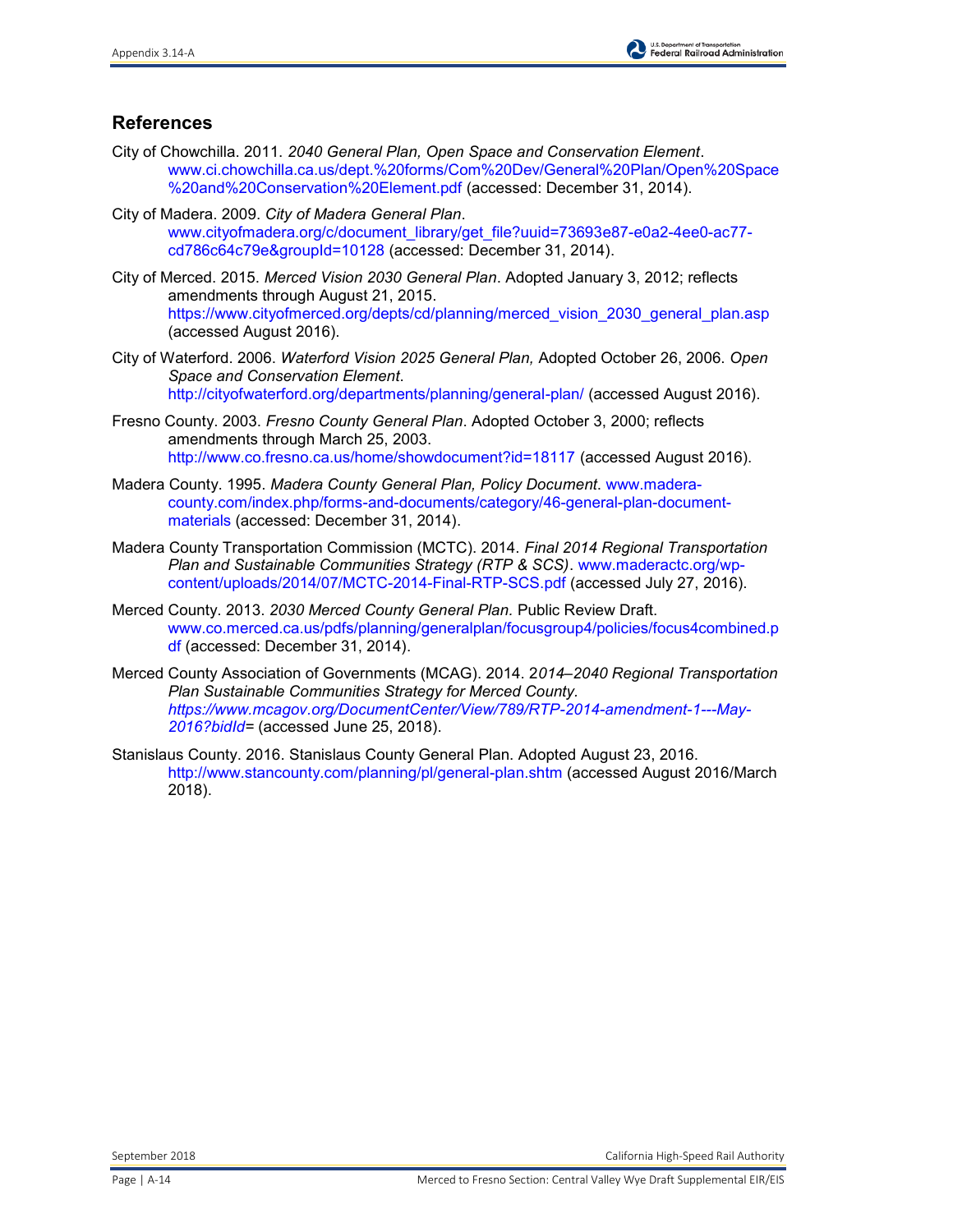## References

City of Chowchilla. 2011. *2040 General Plan, Open Space and Conservation Element*. www.ci.chowchilla.ca.us/dept.%20forms/Com%20Dev/General%20Plan/Open%20Space%20and%20Conservation%20Element.pdf (accessed: December 31, 2014).

City of Madera. 2009. *City of Madera General Plan*. www.cityofmadera.org/c/document_library/get_file?uuid=73693e87-e0a2-4ee0-ac77-cd786c64c79e&groupId=10128 (accessed: December 31, 2014).

City of Merced. 2015. *Merced Vision 2030 General Plan*. Adopted January 3, 2012; reflects amendments through August 21, 2015. https://www.cityofmerced.org/depts/cd/planning/merced_vision_2030_general_plan.asp (accessed August 2016).

City of Waterford. 2006. *Waterford Vision 2025 General Plan,* Adopted October 26, 2006. *Open Space and Conservation Element*. http://cityofwaterford.org/departments/planning/general-plan/ (accessed August 2016).

Fresno County. 2003. *Fresno County General Plan*. Adopted October 3, 2000; reflects amendments through March 25, 2003. http://www.co.fresno.ca.us/home/showdocument?id=18117 (accessed August 2016).

Madera County. 1995. *Madera County General Plan, Policy Document*. www.madera-county.com/index.php/forms-and-documents/category/46-general-plan-document-materials (accessed: December 31, 2014).

Madera County Transportation Commission (MCTC). 2014. *Final 2014 Regional Transportation Plan and Sustainable Communities Strategy (RTP & SCS)*. www.maderactc.org/wp-content/uploads/2014/07/MCTC-2014-Final-RTP-SCS.pdf (accessed July 27, 2016).

Merced County. 2013. *2030 Merced County General Plan.* Public Review Draft. www.co.merced.ca.us/pdfs/planning/generalplan/focusgroup4/policies/focus4combined.pdf (accessed: December 31, 2014).

Merced County Association of Governments (MCAG). 2014. 2*014–2040 Regional Transportation Plan Sustainable Communities Strategy for Merced County.* *https://www.mcagov.org/DocumentCenter/View/789/RTP-2014-amendment-1---May-2016?bidId*= (accessed June 25, 2018).

Stanislaus County. 2016. Stanislaus County General Plan. Adopted August 23, 2016. http://www.stancounty.com/planning/pl/general-plan.shtm (accessed August 2016/March 2018).